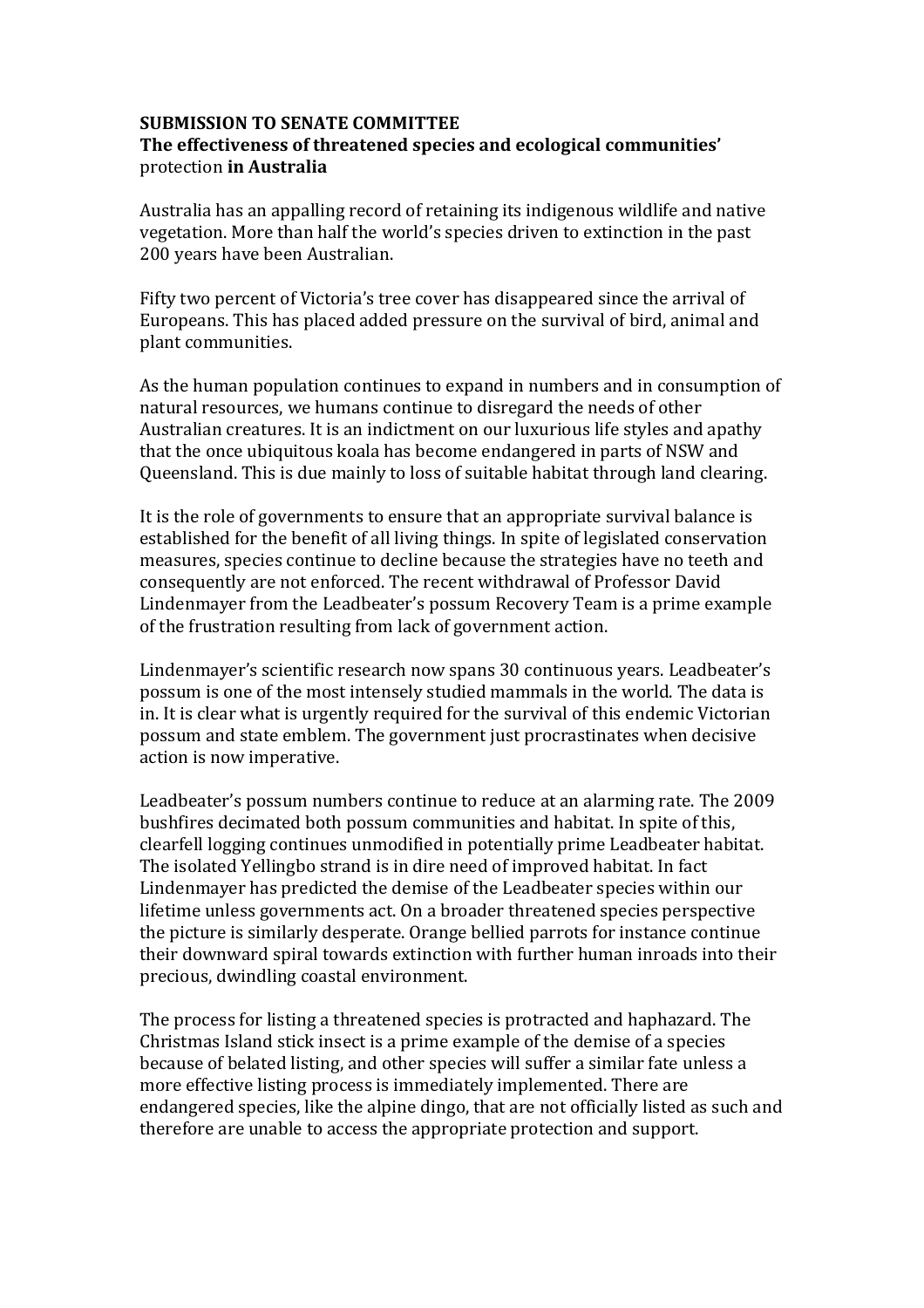**SUBMISSION TO SENATE COMMITTEE**
**The effectiveness of threatened species and ecological communities'** protection **in Australia**

Australia has an appalling record of retaining its indigenous wildlife and native vegetation. More than half the world's species driven to extinction in the past 200 years have been Australian.

Fifty two percent of Victoria's tree cover has disappeared since the arrival of Europeans. This has placed added pressure on the survival of bird, animal and plant communities.

As the human population continues to expand in numbers and in consumption of natural resources, we humans continue to disregard the needs of other Australian creatures. It is an indictment on our luxurious life styles and apathy that the once ubiquitous koala has become endangered in parts of NSW and Queensland. This is due mainly to loss of suitable habitat through land clearing.

It is the role of governments to ensure that an appropriate survival balance is established for the benefit of all living things. In spite of legislated conservation measures, species continue to decline because the strategies have no teeth and consequently are not enforced. The recent withdrawal of Professor David Lindenmayer from the Leadbeater's possum Recovery Team is a prime example of the frustration resulting from lack of government action.

Lindenmayer's scientific research now spans 30 continuous years. Leadbeater's possum is one of the most intensely studied mammals in the world. The data is in. It is clear what is urgently required for the survival of this endemic Victorian possum and state emblem. The government just procrastinates when decisive action is now imperative.

Leadbeater's possum numbers continue to reduce at an alarming rate. The 2009 bushfires decimated both possum communities and habitat. In spite of this, clearfell logging continues unmodified in potentially prime Leadbeater habitat. The isolated Yellingbo strand is in dire need of improved habitat. In fact Lindenmayer has predicted the demise of the Leadbeater species within our lifetime unless governments act. On a broader threatened species perspective the picture is similarly desperate. Orange bellied parrots for instance continue their downward spiral towards extinction with further human inroads into their precious, dwindling coastal environment.

The process for listing a threatened species is protracted and haphazard. The Christmas Island stick insect is a prime example of the demise of a species because of belated listing, and other species will suffer a similar fate unless a more effective listing process is immediately implemented. There are endangered species, like the alpine dingo, that are not officially listed as such and therefore are unable to access the appropriate protection and support.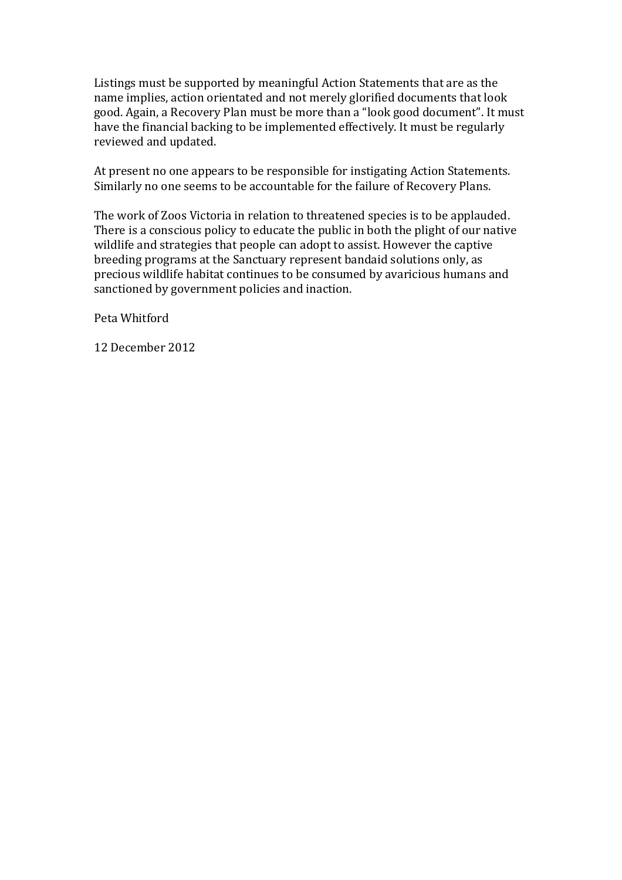Listings must be supported by meaningful Action Statements that are as the name implies, action orientated and not merely glorified documents that look good. Again, a Recovery Plan must be more than a "look good document". It must have the financial backing to be implemented effectively. It must be regularly reviewed and updated.

At present no one appears to be responsible for instigating Action Statements. Similarly no one seems to be accountable for the failure of Recovery Plans.

The work of Zoos Victoria in relation to threatened species is to be applauded. There is a conscious policy to educate the public in both the plight of our native wildlife and strategies that people can adopt to assist. However the captive breeding programs at the Sanctuary represent bandaid solutions only, as precious wildlife habitat continues to be consumed by avaricious humans and sanctioned by government policies and inaction.

Peta Whitford

12 December 2012